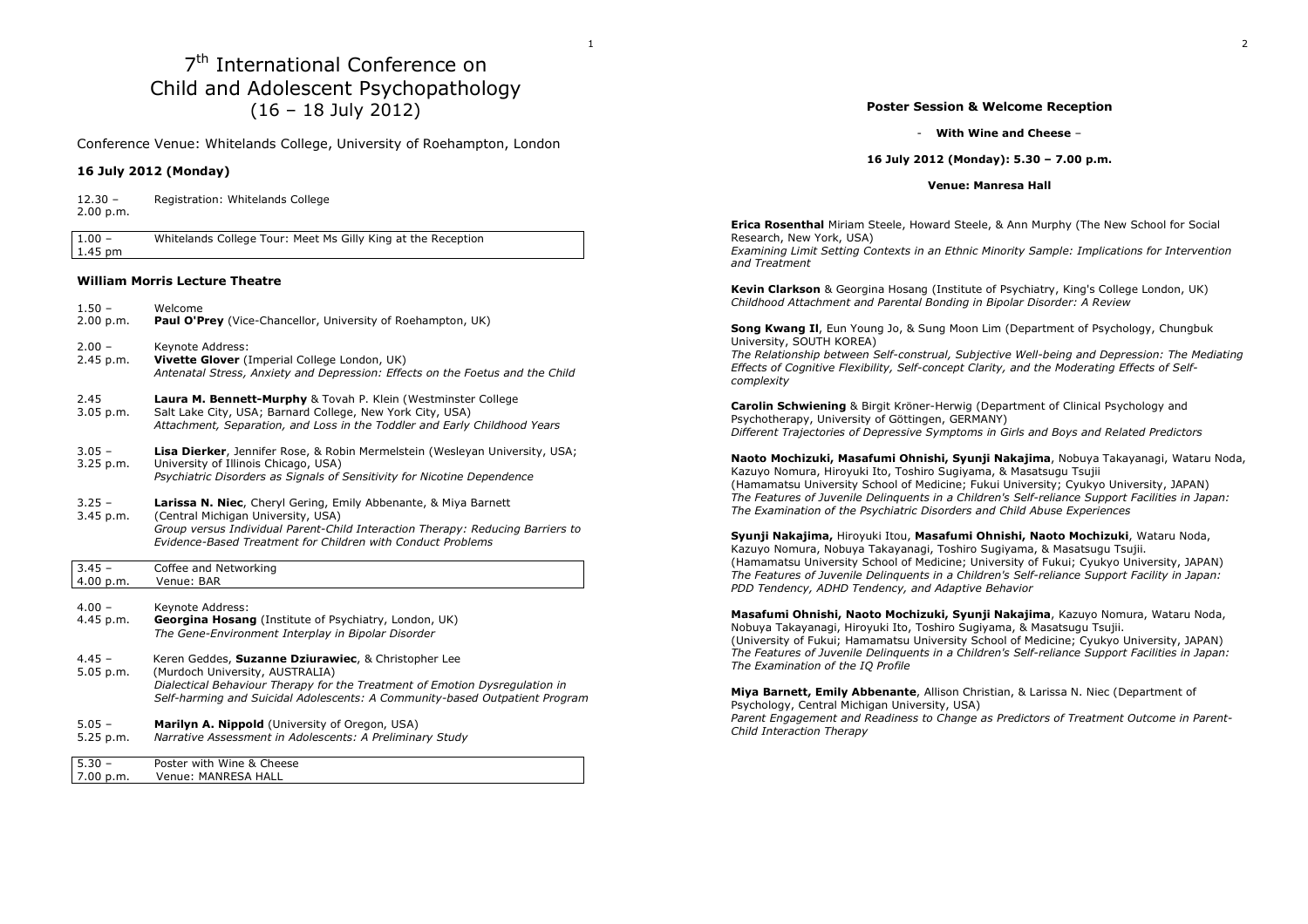# 7th International Conference on Child and Adolescent Psychopathology (16 – 18 July 2012)

Conference Venue: Whitelands College, University of Roehampton, London

## 16 July 2012 (Monday)

| Time | Event |
|---|---|
| 12.30 – 2.00 p.m. | Registration: Whitelands College |
| 1.00 – 1.45 pm | Whitelands College Tour: Meet Ms Gilly King at the Reception |

### William Morris Lecture Theatre

**1.50 – 2.00 p.m.**
Welcome
**Paul O'Prey** (Vice-Chancellor, University of Roehampton, UK)

**2.00 – 2.45 p.m.**
Keynote Address:
**Vivette Glover** (Imperial College London, UK)
*Antenatal Stress, Anxiety and Depression: Effects on the Foetus and the Child*

**2.45 – 3.05 p.m.**
**Laura M. Bennett-Murphy** & Tovah P. Klein (Westminster College Salt Lake City, USA; Barnard College, New York City, USA)
*Attachment, Separation, and Loss in the Toddler and Early Childhood Years*

**3.05 – 3.25 p.m.**
**Lisa Dierker**, Jennifer Rose, & Robin Mermelstein (Wesleyan University, USA; University of Illinois Chicago, USA)
*Psychiatric Disorders as Signals of Sensitivity for Nicotine Dependence*

**3.25 – 3.45 p.m.**
**Larissa N. Niec**, Cheryl Gering, Emily Abbenante, & Miya Barnett (Central Michigan University, USA)
*Group versus Individual Parent-Child Interaction Therapy: Reducing Barriers to Evidence-Based Treatment for Children with Conduct Problems*

| Time | Event |
|---|---|
| 3.45 – 4.00 p.m. | Coffee and Networking<br>Venue: BAR |

**4.00 – 4.45 p.m.**
Keynote Address:
**Georgina Hosang** (Institute of Psychiatry, London, UK)
*The Gene-Environment Interplay in Bipolar Disorder*

**4.45 – 5.05 p.m.**
Keren Geddes, **Suzanne Dziurawiec**, & Christopher Lee (Murdoch University, AUSTRALIA)
*Dialectical Behaviour Therapy for the Treatment of Emotion Dysregulation in Self-harming and Suicidal Adolescents: A Community-based Outpatient Program*

**5.05 – 5.25 p.m.**
**Marilyn A. Nippold** (University of Oregon, USA)
*Narrative Assessment in Adolescents: A Preliminary Study*

| Time | Event |
|---|---|
| 5.30 – 7.00 p.m. | Poster with Wine & Cheese<br>Venue: MANRESA HALL |

## Poster Session & Welcome Reception

**- With Wine and Cheese –**

**16 July 2012 (Monday): 5.30 – 7.00 p.m.**

**Venue: Manresa Hall**

**Erica Rosenthal** Miriam Steele, Howard Steele, & Ann Murphy (The New School for Social Research, New York, USA)
*Examining Limit Setting Contexts in an Ethnic Minority Sample: Implications for Intervention and Treatment*

**Kevin Clarkson** & Georgina Hosang (Institute of Psychiatry, King's College London, UK)
*Childhood Attachment and Parental Bonding in Bipolar Disorder: A Review*

**Song Kwang Il**, Eun Young Jo, & Sung Moon Lim (Department of Psychology, Chungbuk University, SOUTH KOREA)
*The Relationship between Self-construal, Subjective Well-being and Depression: The Mediating Effects of Cognitive Flexibility, Self-concept Clarity, and the Moderating Effects of Self-complexity*

**Carolin Schwiening** & Birgit Kröner-Herwig (Department of Clinical Psychology and Psychotherapy, University of Göttingen, GERMANY)
*Different Trajectories of Depressive Symptoms in Girls and Boys and Related Predictors*

**Naoto Mochizuki, Masafumi Ohnishi, Syunji Nakajima**, Nobuya Takayanagi, Wataru Noda, Kazuyo Nomura, Hiroyuki Ito, Toshiro Sugiyama, & Masatsugu Tsujii (Hamamatsu University School of Medicine; Fukui University; Cyukyo University, JAPAN)
*The Features of Juvenile Delinquents in a Children's Self-reliance Support Facilities in Japan: The Examination of the Psychiatric Disorders and Child Abuse Experiences*

**Syunji Nakajima,** Hiroyuki Itou, **Masafumi Ohnishi, Naoto Mochizuki**, Wataru Noda, Kazuyo Nomura, Nobuya Takayanagi, Toshiro Sugiyama, & Masatsugu Tsujii. (Hamamatsu University School of Medicine; University of Fukui; Cyukyo University, JAPAN)
*The Features of Juvenile Delinquents in a Children's Self-reliance Support Facility in Japan: PDD Tendency, ADHD Tendency, and Adaptive Behavior*

**Masafumi Ohnishi, Naoto Mochizuki, Syunji Nakajima**, Kazuyo Nomura, Wataru Noda, Nobuya Takayanagi, Hiroyuki Ito, Toshiro Sugiyama, & Masatsugu Tsujii. (University of Fukui; Hamamatsu University School of Medicine; Cyukyo University, JAPAN)
*The Features of Juvenile Delinquents in a Children's Self-reliance Support Facilities in Japan: The Examination of the IQ Profile*

**Miya Barnett, Emily Abbenante**, Allison Christian, & Larissa N. Niec (Department of Psychology, Central Michigan University, USA)
*Parent Engagement and Readiness to Change as Predictors of Treatment Outcome in Parent-Child Interaction Therapy*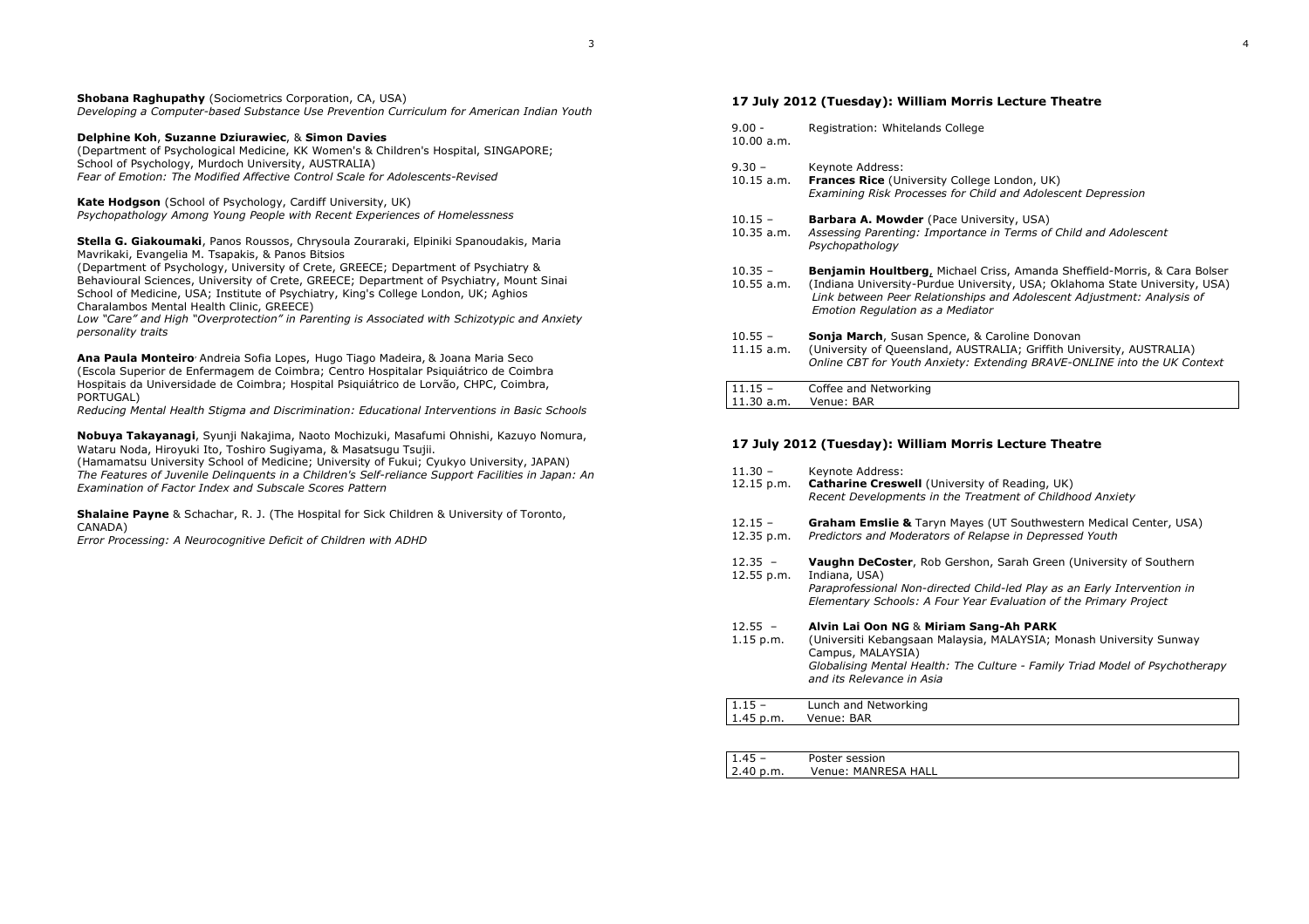**Shobana Raghupathy** (Sociometrics Corporation, CA, USA)
*Developing a Computer-based Substance Use Prevention Curriculum for American Indian Youth*

**Delphine Koh**, **Suzanne Dziurawiec**, & **Simon Davies**
(Department of Psychological Medicine, KK Women's & Children's Hospital, SINGAPORE; School of Psychology, Murdoch University, AUSTRALIA)
*Fear of Emotion: The Modified Affective Control Scale for Adolescents-Revised*

**Kate Hodgson** (School of Psychology, Cardiff University, UK)
*Psychopathology Among Young People with Recent Experiences of Homelessness*

**Stella G. Giakoumaki**, Panos Roussos, Chrysoula Zouraraki, Elpiniki Spanoudakis, Maria Mavrikaki, Evangelia M. Tsapakis, & Panos Bitsios
(Department of Psychology, University of Crete, GREECE; Department of Psychiatry & Behavioural Sciences, University of Crete, GREECE; Department of Psychiatry, Mount Sinai School of Medicine, USA; Institute of Psychiatry, King's College London, UK; Aghios Charalambos Mental Health Clinic, GREECE)
*Low "Care" and High "Overprotection" in Parenting is Associated with Schizotypic and Anxiety personality traits*

**Ana Paula Monteiro**, Andreia Sofia Lopes, Hugo Tiago Madeira, & Joana Maria Seco
(Escola Superior de Enfermagem de Coimbra; Centro Hospitalar Psiquiátrico de Coimbra Hospitais da Universidade de Coimbra; Hospital Psiquiátrico de Lorvão, CHPC, Coimbra, PORTUGAL)
*Reducing Mental Health Stigma and Discrimination: Educational Interventions in Basic Schools*

**Nobuya Takayanagi**, Syunji Nakajima, Naoto Mochizuki, Masafumi Ohnishi, Kazuyo Nomura, Wataru Noda, Hiroyuki Ito, Toshiro Sugiyama, & Masatsugu Tsujii.
(Hamamatsu University School of Medicine; University of Fukui; Cyukyo University, JAPAN)
*The Features of Juvenile Delinquents in a Children's Self-reliance Support Facilities in Japan: An Examination of Factor Index and Subscale Scores Pattern*

**Shalaine Payne** & Schachar, R. J. (The Hospital for Sick Children & University of Toronto, CANADA)
*Error Processing: A Neurocognitive Deficit of Children with ADHD*

## 17 July 2012 (Tuesday): William Morris Lecture Theatre

**9.00 - 10.00 a.m.**
Registration: Whitelands College

**9.30 – 10.15 a.m.**
Keynote Address:
**Frances Rice** (University College London, UK)
*Examining Risk Processes for Child and Adolescent Depression*

**10.15 – 10.35 a.m.**
**Barbara A. Mowder** (Pace University, USA)
*Assessing Parenting: Importance in Terms of Child and Adolescent Psychopathology*

**10.35 – 10.55 a.m.**
**Benjamin Houltberg**, Michael Criss, Amanda Sheffield-Morris, & Cara Bolser (Indiana University-Purdue University, USA; Oklahoma State University, USA)
*Link between Peer Relationships and Adolescent Adjustment: Analysis of Emotion Regulation as a Mediator*

**10.55 – 11.15 a.m.**
**Sonja March**, Susan Spence, & Caroline Donovan
(University of Queensland, AUSTRALIA; Griffith University, AUSTRALIA)
*Online CBT for Youth Anxiety: Extending BRAVE-ONLINE into the UK Context*

| 11.15 – 11.30 a.m. | Coffee and Networking<br>Venue: BAR |
|---|---|

## 17 July 2012 (Tuesday): William Morris Lecture Theatre

**11.30 – 12.15 p.m.**
Keynote Address:
**Catharine Creswell** (University of Reading, UK)
*Recent Developments in the Treatment of Childhood Anxiety*

**12.15 – 12.35 p.m.**
**Graham Emslie &** Taryn Mayes (UT Southwestern Medical Center, USA)
*Predictors and Moderators of Relapse in Depressed Youth*

**12.35 – 12.55 p.m.**
**Vaughn DeCoster**, Rob Gershon, Sarah Green (University of Southern Indiana, USA)
*Paraprofessional Non-directed Child-led Play as an Early Intervention in Elementary Schools: A Four Year Evaluation of the Primary Project*

**12.55 – 1.15 p.m.**
**Alvin Lai Oon NG** & **Miriam Sang-Ah PARK**
(Universiti Kebangsaan Malaysia, MALAYSIA; Monash University Sunway Campus, MALAYSIA)
*Globalising Mental Health: The Culture - Family Triad Model of Psychotherapy and its Relevance in Asia*

| 1.15 – 1.45 p.m. | Lunch and Networking<br>Venue: BAR |
|---|---|

| 1.45 – 2.40 p.m. | Poster session<br>Venue: MANRESA HALL |
|---|---|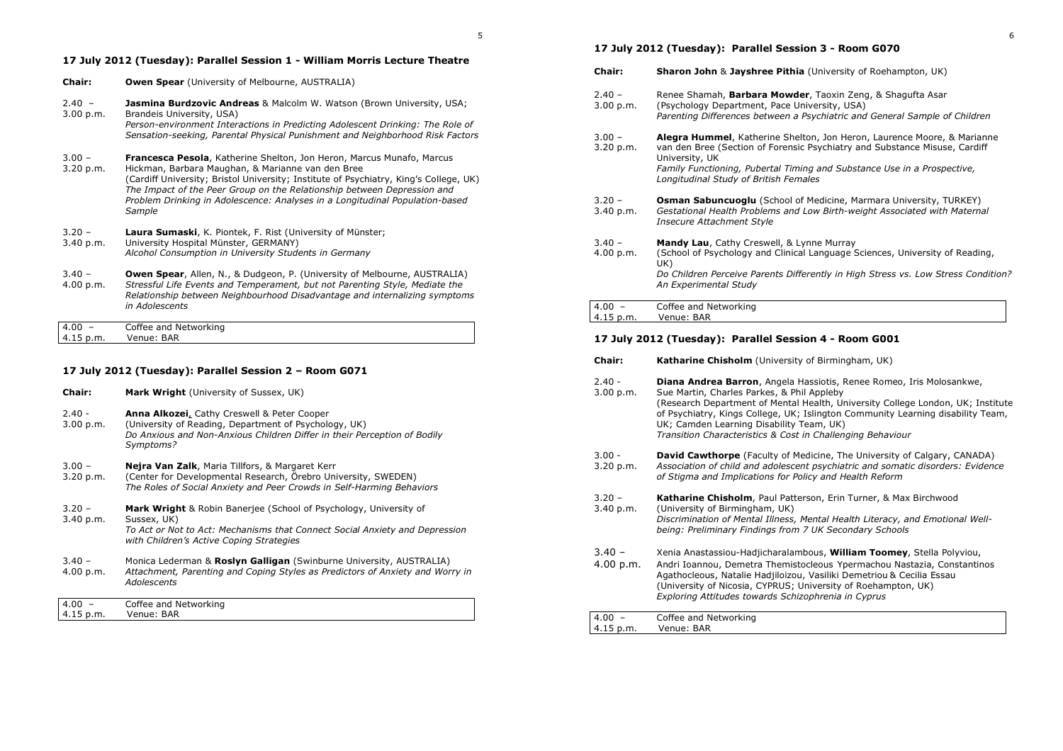## 17 July 2012 (Tuesday): Parallel Session 1 - William Morris Lecture Theatre

**Chair:** **Owen Spear** (University of Melbourne, AUSTRALIA)

**2.40 – 3.00 p.m.**
**Jasmina Burdzovic Andreas** & Malcolm W. Watson (Brown University, USA; Brandeis University, USA)
*Person-environment Interactions in Predicting Adolescent Drinking: The Role of Sensation-seeking, Parental Physical Punishment and Neighborhood Risk Factors*

**3.00 – 3.20 p.m.**
**Francesca Pesola**, Katherine Shelton, Jon Heron, Marcus Munafo, Marcus Hickman, Barbara Maughan, & Marianne van den Bree
(Cardiff University; Bristol University; Institute of Psychiatry, King's College, UK)
*The Impact of the Peer Group on the Relationship between Depression and Problem Drinking in Adolescence: Analyses in a Longitudinal Population-based Sample*

**3.20 – 3.40 p.m.**
**Laura Sumaski**, K. Piontek, F. Rist (University of Münster; University Hospital Münster, GERMANY)
*Alcohol Consumption in University Students in Germany*

**3.40 – 4.00 p.m.**
**Owen Spear**, Allen, N., & Dudgeon, P. (University of Melbourne, AUSTRALIA)
*Stressful Life Events and Temperament, but not Parenting Style, Mediate the Relationship between Neighbourhood Disadvantage and internalizing symptoms in Adolescents*

| 4.00 – 4.15 p.m. | Coffee and Networking<br>Venue: BAR |
|---|---|

## 17 July 2012 (Tuesday): Parallel Session 2 – Room G071

**Chair:** **Mark Wright** (University of Sussex, UK)

**2.40 - 3.00 p.m.**
**Anna Alkozei**, Cathy Creswell & Peter Cooper
(University of Reading, Department of Psychology, UK)
*Do Anxious and Non-Anxious Children Differ in their Perception of Bodily Symptoms?*

**3.00 – 3.20 p.m.**
**Nejra Van Zalk**, Maria Tillfors, & Margaret Kerr
(Center for Developmental Research, Örebro University, SWEDEN)
*The Roles of Social Anxiety and Peer Crowds in Self-Harming Behaviors*

**3.20 – 3.40 p.m.**
**Mark Wright** & Robin Banerjee (School of Psychology, University of Sussex, UK)
*To Act or Not to Act: Mechanisms that Connect Social Anxiety and Depression with Children's Active Coping Strategies*

**3.40 – 4.00 p.m.**
Monica Lederman & **Roslyn Galligan** (Swinburne University, AUSTRALIA)
*Attachment, Parenting and Coping Styles as Predictors of Anxiety and Worry in Adolescents*

| 4.00 – 4.15 p.m. | Coffee and Networking<br>Venue: BAR |
|---|---|

## 17 July 2012 (Tuesday): Parallel Session 3 - Room G070

**Chair:** **Sharon John** & **Jayshree Pithia** (University of Roehampton, UK)

**2.40 – 3.00 p.m.**
Renee Shamah, **Barbara Mowder**, Taoxin Zeng, & Shagufta Asar
(Psychology Department, Pace University, USA)
*Parenting Differences between a Psychiatric and General Sample of Children*

**3.00 – 3.20 p.m.**
**Alegra Hummel**, Katherine Shelton, Jon Heron, Laurence Moore, & Marianne van den Bree (Section of Forensic Psychiatry and Substance Misuse, Cardiff University, UK
*Family Functioning, Pubertal Timing and Substance Use in a Prospective, Longitudinal Study of British Females*

**3.20 – 3.40 p.m.**
**Osman Sabuncuoglu** (School of Medicine, Marmara University, TURKEY)
*Gestational Health Problems and Low Birth-weight Associated with Maternal Insecure Attachment Style*

**3.40 – 4.00 p.m.**
**Mandy Lau**, Cathy Creswell, & Lynne Murray
(School of Psychology and Clinical Language Sciences, University of Reading, UK)
*Do Children Perceive Parents Differently in High Stress vs. Low Stress Condition? An Experimental Study*

| 4.00 – 4.15 p.m. | Coffee and Networking<br>Venue: BAR |
|---|---|

## 17 July 2012 (Tuesday): Parallel Session 4 - Room G001

**Chair:** **Katharine Chisholm** (University of Birmingham, UK)

**2.40 - 3.00 p.m.**
**Diana Andrea Barron**, Angela Hassiotis, Renee Romeo, Iris Molosankwe, Sue Martin, Charles Parkes, & Phil Appleby
(Research Department of Mental Health, University College London, UK; Institute of Psychiatry, Kings College, UK; Islington Community Learning disability Team, UK; Camden Learning Disability Team, UK)
*Transition Characteristics & Cost in Challenging Behaviour*

**3.00 - 3.20 p.m.**
**David Cawthorpe** (Faculty of Medicine, The University of Calgary, CANADA)
*Association of child and adolescent psychiatric and somatic disorders: Evidence of Stigma and Implications for Policy and Health Reform*

**3.20 – 3.40 p.m.**
**Katharine Chisholm**, Paul Patterson, Erin Turner, & Max Birchwood
(University of Birmingham, UK)
*Discrimination of Mental Illness, Mental Health Literacy, and Emotional Well-being: Preliminary Findings from 7 UK Secondary Schools*

**3.40 – 4.00 p.m.**
Xenia Anastassiou-Hadjicharalambous, **William Toomey**, Stella Polyviou, Andri Ioannou, Demetra Themistocleous Ypermachou Nastazia, Constantinos Agathocleous, Natalie Hadjiloizou, Vasiliki Demetriou & Cecilia Essau
(University of Nicosia, CYPRUS; University of Roehampton, UK)
*Exploring Attitudes towards Schizophrenia in Cyprus*

| 4.00 – 4.15 p.m. | Coffee and Networking<br>Venue: BAR |
|---|---|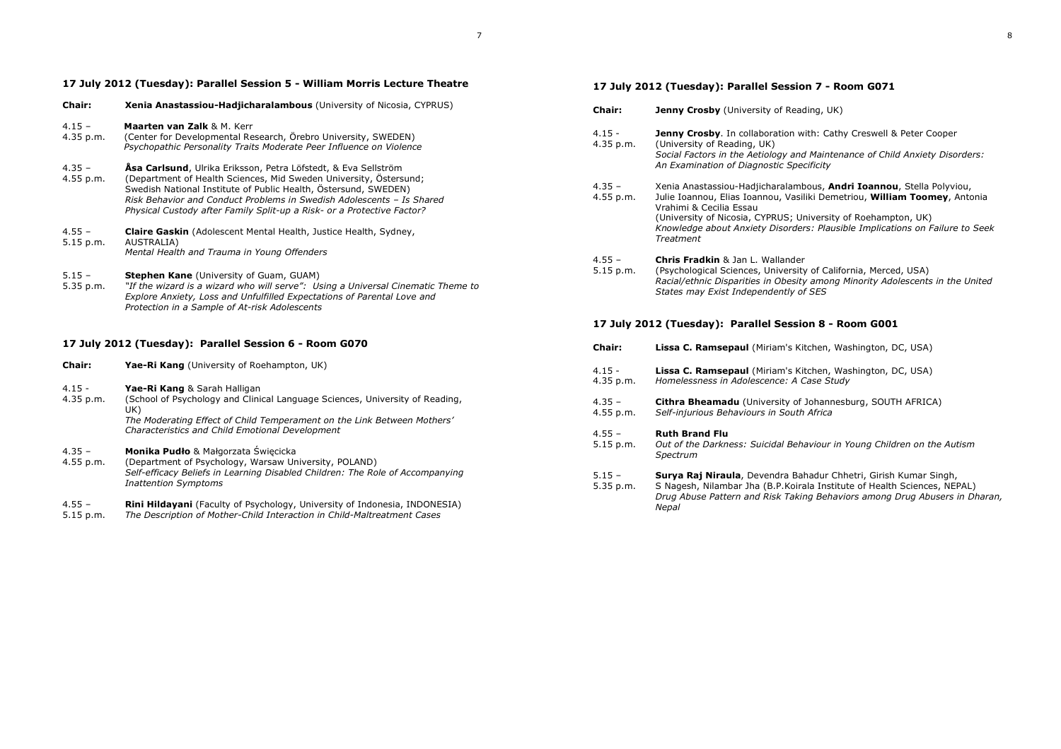## 17 July 2012 (Tuesday): Parallel Session 5 - William Morris Lecture Theatre

**Chair:** **Xenia Anastassiou-Hadjicharalambous** (University of Nicosia, CYPRUS)

4.15 – 4.35 p.m.
**Maarten van Zalk** & M. Kerr
(Center for Developmental Research, Örebro University, SWEDEN)
*Psychopathic Personality Traits Moderate Peer Influence on Violence*

4.35 – 4.55 p.m.
**Åsa Carlsund**, Ulrika Eriksson, Petra Löfstedt, & Eva Sellström
(Department of Health Sciences, Mid Sweden University, Östersund; Swedish National Institute of Public Health, Östersund, SWEDEN)
*Risk Behavior and Conduct Problems in Swedish Adolescents – Is Shared Physical Custody after Family Split-up a Risk- or a Protective Factor?*

4.55 – 5.15 p.m.
**Claire Gaskin** (Adolescent Mental Health, Justice Health, Sydney, AUSTRALIA)
*Mental Health and Trauma in Young Offenders*

5.15 – 5.35 p.m.
**Stephen Kane** (University of Guam, GUAM)
*"If the wizard is a wizard who will serve": Using a Universal Cinematic Theme to Explore Anxiety, Loss and Unfulfilled Expectations of Parental Love and Protection in a Sample of At-risk Adolescents*

## 17 July 2012 (Tuesday): Parallel Session 6 - Room G070

**Chair:** **Yae-Ri Kang** (University of Roehampton, UK)

4.15 - 4.35 p.m.
**Yae-Ri Kang** & Sarah Halligan
(School of Psychology and Clinical Language Sciences, University of Reading, UK)
*The Moderating Effect of Child Temperament on the Link Between Mothers' Characteristics and Child Emotional Development*

4.35 – 4.55 p.m.
**Monika Pudło** & Małgorzata Święcicka
(Department of Psychology, Warsaw University, POLAND)
*Self-efficacy Beliefs in Learning Disabled Children: The Role of Accompanying Inattention Symptoms*

4.55 – 5.15 p.m.
**Rini Hildayani** (Faculty of Psychology, University of Indonesia, INDONESIA)
*The Description of Mother-Child Interaction in Child-Maltreatment Cases*

## 17 July 2012 (Tuesday): Parallel Session 7 - Room G071

**Chair:** **Jenny Crosby** (University of Reading, UK)

4.15 - 4.35 p.m.
**Jenny Crosby**. In collaboration with: Cathy Creswell & Peter Cooper
(University of Reading, UK)
*Social Factors in the Aetiology and Maintenance of Child Anxiety Disorders: An Examination of Diagnostic Specificity*

4.35 – 4.55 p.m.
Xenia Anastassiou-Hadjicharalambous, **Andri Ioannou**, Stella Polyviou, Julie Ioannou, Elias Ioannou, Vasiliki Demetriou, **William Toomey**, Antonia Vrahimi & Cecilia Essau
(University of Nicosia, CYPRUS; University of Roehampton, UK)
*Knowledge about Anxiety Disorders: Plausible Implications on Failure to Seek Treatment*

4.55 – 5.15 p.m.
**Chris Fradkin** & Jan L. Wallander
(Psychological Sciences, University of California, Merced, USA)
*Racial/ethnic Disparities in Obesity among Minority Adolescents in the United States may Exist Independently of SES*

## 17 July 2012 (Tuesday): Parallel Session 8 - Room G001

**Chair:** **Lissa C. Ramsepaul** (Miriam's Kitchen, Washington, DC, USA)

4.15 - 4.35 p.m.
**Lissa C. Ramsepaul** (Miriam's Kitchen, Washington, DC, USA)
*Homelessness in Adolescence: A Case Study*

4.35 – 4.55 p.m.
**Cithra Bheamadu** (University of Johannesburg, SOUTH AFRICA)
*Self-injurious Behaviours in South Africa*

4.55 – 5.15 p.m.
**Ruth Brand Flu**
*Out of the Darkness: Suicidal Behaviour in Young Children on the Autism Spectrum*

5.15 – 5.35 p.m.
**Surya Raj Niraula**, Devendra Bahadur Chhetri, Girish Kumar Singh, S Nagesh, Nilambar Jha (B.P.Koirala Institute of Health Sciences, NEPAL)
*Drug Abuse Pattern and Risk Taking Behaviors among Drug Abusers in Dharan, Nepal*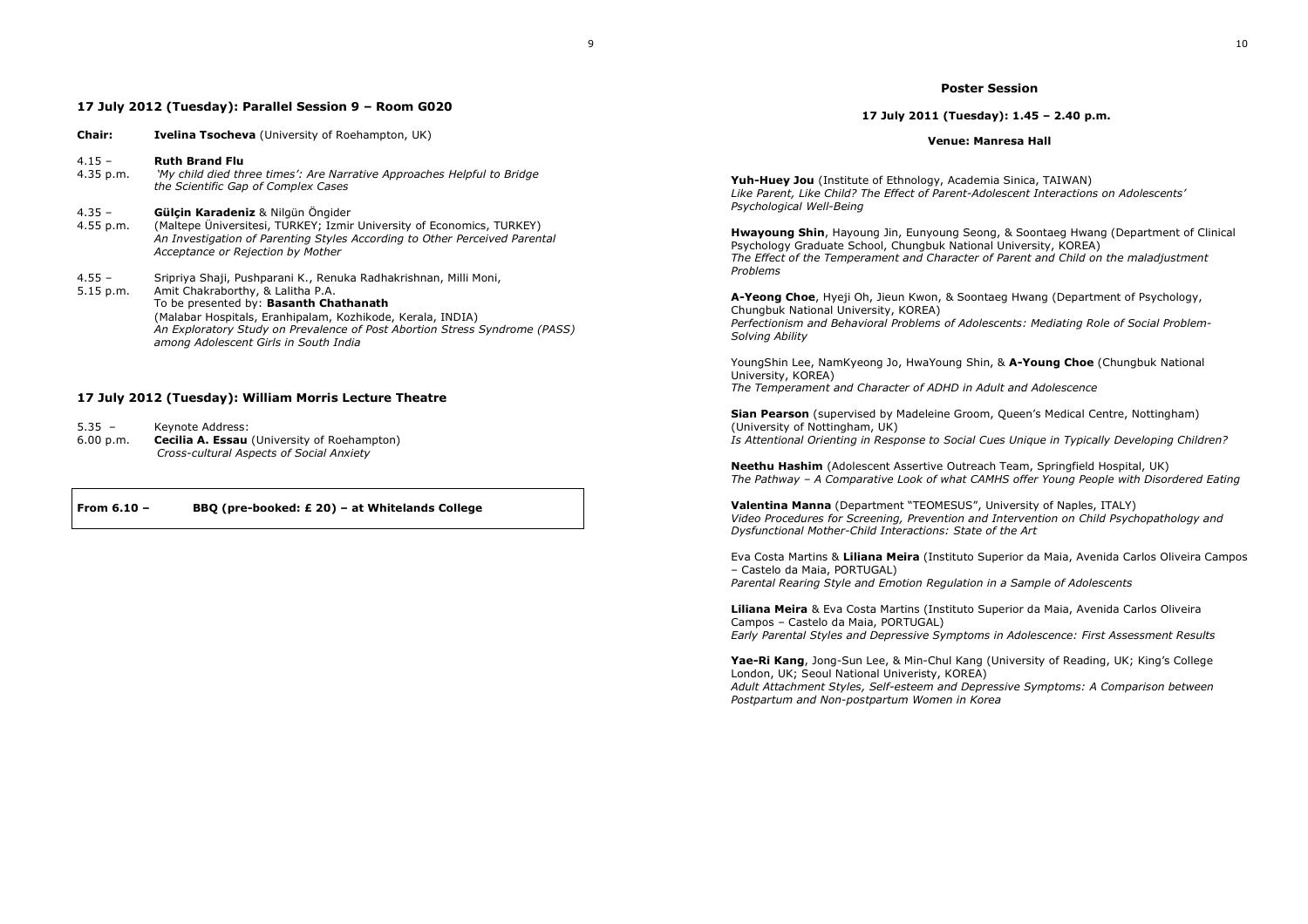## 17 July 2012 (Tuesday): Parallel Session 9 – Room G020

**Chair:** **Ivelina Tsocheva** (University of Roehampton, UK)

4.15 – 4.35 p.m. **Ruth Brand Flu**
*'My child died three times': Are Narrative Approaches Helpful to Bridge the Scientific Gap of Complex Cases*

4.35 – 4.55 p.m. **Gülçin Karadeniz** & Nilgün Öngider
(Maltepe Üniversitesi, TURKEY; Izmir University of Economics, TURKEY)
*An Investigation of Parenting Styles According to Other Perceived Parental Acceptance or Rejection by Mother*

4.55 – 5.15 p.m. Sripriya Shaji, Pushparani K., Renuka Radhakrishnan, Milli Moni, Amit Chakraborthy, & Lalitha P.A.
To be presented by: **Basanth Chathanath**
(Malabar Hospitals, Eranhipalam, Kozhikode, Kerala, INDIA)
*An Exploratory Study on Prevalence of Post Abortion Stress Syndrome (PASS) among Adolescent Girls in South India*

## 17 July 2012 (Tuesday): William Morris Lecture Theatre

5.35 – 6.00 p.m. Keynote Address:
**Cecilia A. Essau** (University of Roehampton)
*Cross-cultural Aspects of Social Anxiety*

**From 6.10 – BBQ (pre-booked: £ 20) – at Whitelands College**

## Poster Session

**17 July 2011 (Tuesday): 1.45 – 2.40 p.m.**

**Venue: Manresa Hall**

**Yuh-Huey Jou** (Institute of Ethnology, Academia Sinica, TAIWAN)
*Like Parent, Like Child? The Effect of Parent-Adolescent Interactions on Adolescents' Psychological Well-Being*

**Hwayoung Shin**, Hayoung Jin, Eunyoung Seong, & Soontaeg Hwang (Department of Clinical Psychology Graduate School, Chungbuk National University, KOREA)
*The Effect of the Temperament and Character of Parent and Child on the maladjustment Problems*

**A-Yeong Choe**, Hyeji Oh, Jieun Kwon, & Soontaeg Hwang (Department of Psychology, Chungbuk National University, KOREA)
*Perfectionism and Behavioral Problems of Adolescents: Mediating Role of Social Problem-Solving Ability*

YoungShin Lee, NamKyeong Jo, HwaYoung Shin, & **A-Young Choe** (Chungbuk National University, KOREA)
*The Temperament and Character of ADHD in Adult and Adolescence*

**Sian Pearson** (supervised by Madeleine Groom, Queen's Medical Centre, Nottingham) (University of Nottingham, UK)
*Is Attentional Orienting in Response to Social Cues Unique in Typically Developing Children?*

**Neethu Hashim** (Adolescent Assertive Outreach Team, Springfield Hospital, UK)
*The Pathway – A Comparative Look of what CAMHS offer Young People with Disordered Eating*

**Valentina Manna** (Department "TEOMESUS", University of Naples, ITALY)
*Video Procedures for Screening, Prevention and Intervention on Child Psychopathology and Dysfunctional Mother-Child Interactions: State of the Art*

Eva Costa Martins & **Liliana Meira** (Instituto Superior da Maia, Avenida Carlos Oliveira Campos – Castelo da Maia, PORTUGAL)
*Parental Rearing Style and Emotion Regulation in a Sample of Adolescents*

**Liliana Meira** & Eva Costa Martins (Instituto Superior da Maia, Avenida Carlos Oliveira Campos – Castelo da Maia, PORTUGAL)
*Early Parental Styles and Depressive Symptoms in Adolescence: First Assessment Results*

**Yae-Ri Kang**, Jong-Sun Lee, & Min-Chul Kang (University of Reading, UK; King's College London, UK; Seoul National Univeristy, KOREA)
*Adult Attachment Styles, Self-esteem and Depressive Symptoms: A Comparison between Postpartum and Non-postpartum Women in Korea*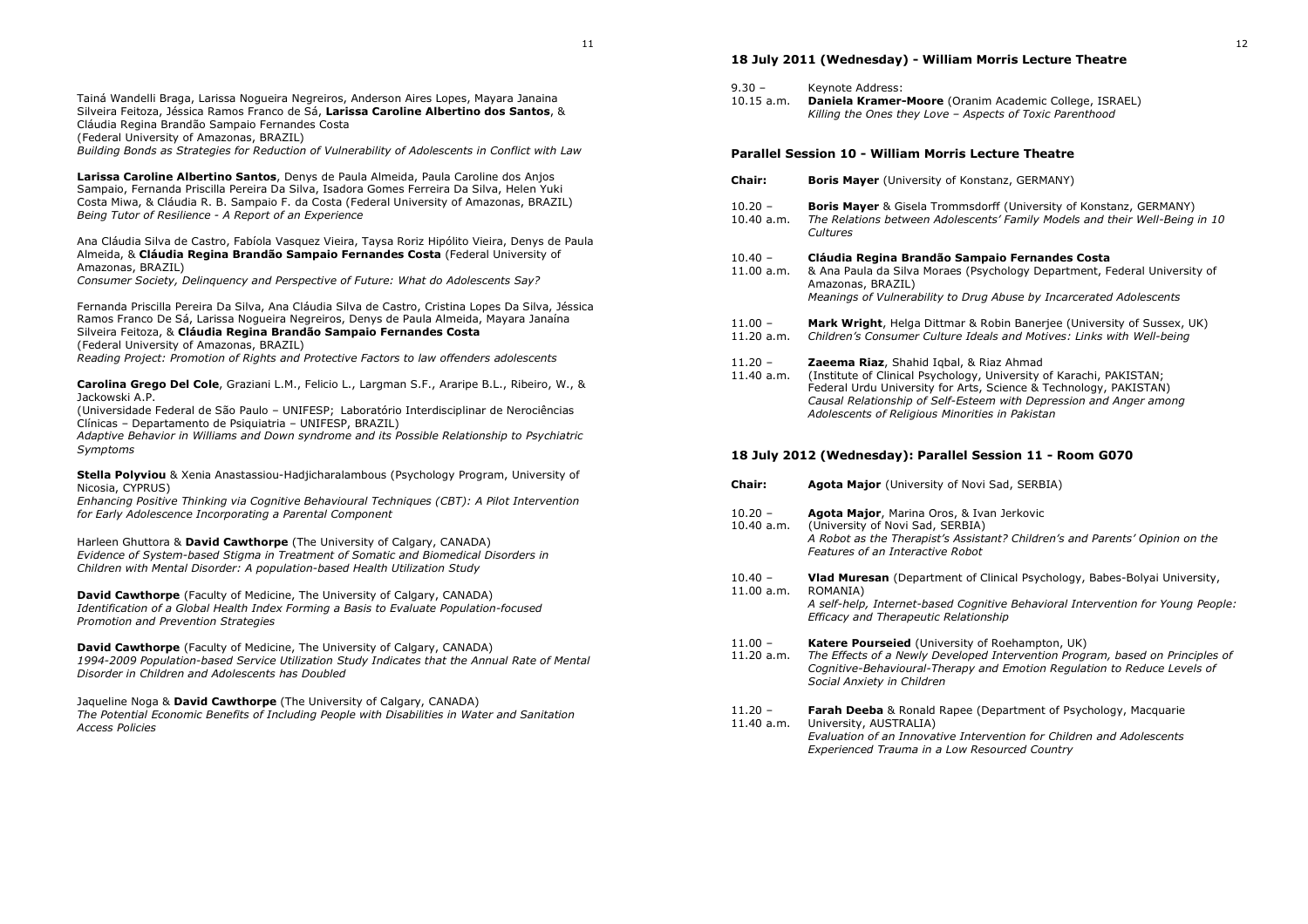Tainá Wandelli Braga, Larissa Nogueira Negreiros, Anderson Aires Lopes, Mayara Janaina Silveira Feitoza, Jéssica Ramos Franco de Sá, **Larissa Caroline Albertino dos Santos**, & Cláudia Regina Brandão Sampaio Fernandes Costa
(Federal University of Amazonas, BRAZIL)
*Building Bonds as Strategies for Reduction of Vulnerability of Adolescents in Conflict with Law*

**Larissa Caroline Albertino Santos**, Denys de Paula Almeida, Paula Caroline dos Anjos Sampaio, Fernanda Priscilla Pereira Da Silva, Isadora Gomes Ferreira Da Silva, Helen Yuki Costa Miwa, & Cláudia R. B. Sampaio F. da Costa (Federal University of Amazonas, BRAZIL)
*Being Tutor of Resilience - A Report of an Experience*

Ana Cláudia Silva de Castro, Fabíola Vasquez Vieira, Taysa Roriz Hipólito Vieira, Denys de Paula Almeida, & **Cláudia Regina Brandão Sampaio Fernandes Costa** (Federal University of Amazonas, BRAZIL)
*Consumer Society, Delinquency and Perspective of Future: What do Adolescents Say?*

Fernanda Priscilla Pereira Da Silva, Ana Cláudia Silva de Castro, Cristina Lopes Da Silva, Jéssica Ramos Franco De Sá, Larissa Nogueira Negreiros, Denys de Paula Almeida, Mayara Janaína Silveira Feitoza, & **Cláudia Regina Brandão Sampaio Fernandes Costa**
(Federal University of Amazonas, BRAZIL)
*Reading Project: Promotion of Rights and Protective Factors to law offenders adolescents*

**Carolina Grego Del Cole**, Graziani L.M., Felicio L., Largman S.F., Araripe B.L., Ribeiro, W., & Jackowski A.P.
(Universidade Federal de São Paulo – UNIFESP; Laboratório Interdisciplinar de Nerociências Clínicas – Departamento de Psiquiatria – UNIFESP, BRAZIL)
*Adaptive Behavior in Williams and Down syndrome and its Possible Relationship to Psychiatric Symptoms*

**Stella Polyviou** & Xenia Anastassiou-Hadjicharalambous (Psychology Program, University of Nicosia, CYPRUS)
*Enhancing Positive Thinking via Cognitive Behavioural Techniques (CBT): A Pilot Intervention for Early Adolescence Incorporating a Parental Component*

Harleen Ghuttora & **David Cawthorpe** (The University of Calgary, CANADA)
*Evidence of System-based Stigma in Treatment of Somatic and Biomedical Disorders in Children with Mental Disorder: A population-based Health Utilization Study*

**David Cawthorpe** (Faculty of Medicine, The University of Calgary, CANADA)
*Identification of a Global Health Index Forming a Basis to Evaluate Population-focused Promotion and Prevention Strategies*

**David Cawthorpe** (Faculty of Medicine, The University of Calgary, CANADA)
*1994-2009 Population-based Service Utilization Study Indicates that the Annual Rate of Mental Disorder in Children and Adolescents has Doubled*

Jaqueline Noga & **David Cawthorpe** (The University of Calgary, CANADA)
*The Potential Economic Benefits of Including People with Disabilities in Water and Sanitation Access Policies*

## 18 July 2011 (Wednesday) - William Morris Lecture Theatre

9.30 – 10.15 a.m. Keynote Address:
**Daniela Kramer-Moore** (Oranim Academic College, ISRAEL)
*Killing the Ones they Love – Aspects of Toxic Parenthood*

### Parallel Session 10 - William Morris Lecture Theatre

**Chair:** **Boris Mayer** (University of Konstanz, GERMANY)

10.20 – 10.40 a.m. **Boris Mayer** & Gisela Trommsdorff (University of Konstanz, GERMANY)
*The Relations between Adolescents' Family Models and their Well-Being in 10 Cultures*

10.40 – 11.00 a.m. **Cláudia Regina Brandão Sampaio Fernandes Costa** & Ana Paula da Silva Moraes (Psychology Department, Federal University of Amazonas, BRAZIL)
*Meanings of Vulnerability to Drug Abuse by Incarcerated Adolescents*

11.00 – 11.20 a.m. **Mark Wright**, Helga Dittmar & Robin Banerjee (University of Sussex, UK)
*Children's Consumer Culture Ideals and Motives: Links with Well-being*

11.20 – 11.40 a.m. **Zaeema Riaz**, Shahid Iqbal, & Riaz Ahmad
(Institute of Clinical Psychology, University of Karachi, PAKISTAN; Federal Urdu University for Arts, Science & Technology, PAKISTAN)
*Causal Relationship of Self-Esteem with Depression and Anger among Adolescents of Religious Minorities in Pakistan*

## 18 July 2012 (Wednesday): Parallel Session 11 - Room G070

**Chair:** **Agota Major** (University of Novi Sad, SERBIA)

10.20 – 10.40 a.m. **Agota Major**, Marina Oros, & Ivan Jerkovic
(University of Novi Sad, SERBIA)
*A Robot as the Therapist's Assistant? Children's and Parents' Opinion on the Features of an Interactive Robot*

10.40 – 11.00 a.m. **Vlad Muresan** (Department of Clinical Psychology, Babes-Bolyai University, ROMANIA)
*A self-help, Internet-based Cognitive Behavioral Intervention for Young People: Efficacy and Therapeutic Relationship*

11.00 – 11.20 a.m. **Katere Pourseied** (University of Roehampton, UK)
*The Effects of a Newly Developed Intervention Program, based on Principles of Cognitive-Behavioural-Therapy and Emotion Regulation to Reduce Levels of Social Anxiety in Children*

11.20 – 11.40 a.m. **Farah Deeba** & Ronald Rapee (Department of Psychology, Macquarie University, AUSTRALIA)
*Evaluation of an Innovative Intervention for Children and Adolescents Experienced Trauma in a Low Resourced Country*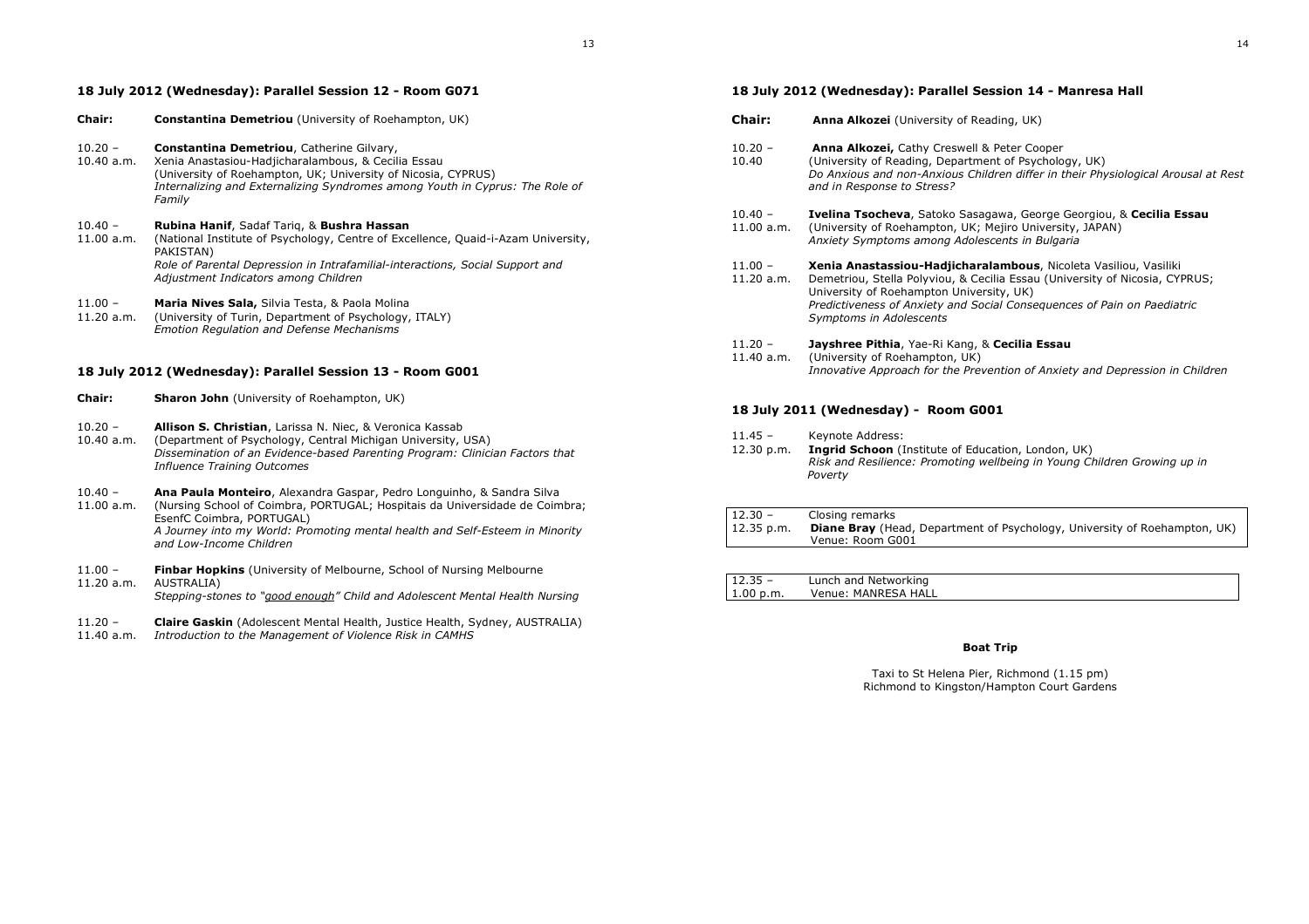### 18 July 2012 (Wednesday): Parallel Session 12 - Room G071

**Chair:** **Constantina Demetriou** (University of Roehampton, UK)

10.20 – 10.40 a.m.
**Constantina Demetriou**, Catherine Gilvary, Xenia Anastasiou-Hadjicharalambous, & Cecilia Essau
(University of Roehampton, UK; University of Nicosia, CYPRUS)
*Internalizing and Externalizing Syndromes among Youth in Cyprus: The Role of Family*

10.40 – 11.00 a.m.
**Rubina Hanif**, Sadaf Tariq, & **Bushra Hassan**
(National Institute of Psychology, Centre of Excellence, Quaid-i-Azam University, PAKISTAN)
*Role of Parental Depression in Intrafamilial-interactions, Social Support and Adjustment Indicators among Children*

11.00 – 11.20 a.m.
**Maria Nives Sala,** Silvia Testa, & Paola Molina
(University of Turin, Department of Psychology, ITALY)
*Emotion Regulation and Defense Mechanisms*

### 18 July 2012 (Wednesday): Parallel Session 13 - Room G001

**Chair:** **Sharon John** (University of Roehampton, UK)

10.20 – 10.40 a.m.
**Allison S. Christian**, Larissa N. Niec, & Veronica Kassab
(Department of Psychology, Central Michigan University, USA)
*Dissemination of an Evidence-based Parenting Program: Clinician Factors that Influence Training Outcomes*

10.40 – 11.00 a.m.
**Ana Paula Monteiro**, Alexandra Gaspar, Pedro Longuinho, & Sandra Silva
(Nursing School of Coimbra, PORTUGAL; Hospitais da Universidade de Coimbra; EsenfC Coimbra, PORTUGAL)
*A Journey into my World: Promoting mental health and Self-Esteem in Minority and Low-Income Children*

11.00 – 11.20 a.m.
**Finbar Hopkins** (University of Melbourne, School of Nursing Melbourne AUSTRALIA)
*Stepping-stones to "good enough" Child and Adolescent Mental Health Nursing*

11.20 – 11.40 a.m.
**Claire Gaskin** (Adolescent Mental Health, Justice Health, Sydney, AUSTRALIA)
*Introduction to the Management of Violence Risk in CAMHS*

### 18 July 2012 (Wednesday): Parallel Session 14 - Manresa Hall

**Chair:** **Anna Alkozei** (University of Reading, UK)

10.20 – 10.40
**Anna Alkozei,** Cathy Creswell & Peter Cooper
(University of Reading, Department of Psychology, UK)
*Do Anxious and non-Anxious Children differ in their Physiological Arousal at Rest and in Response to Stress?*

10.40 – 11.00 a.m.
**Ivelina Tsocheva**, Satoko Sasagawa, George Georgiou, & **Cecilia Essau**
(University of Roehampton, UK; Mejiro University, JAPAN)
*Anxiety Symptoms among Adolescents in Bulgaria*

11.00 – 11.20 a.m.
**Xenia Anastassiou-Hadjicharalambous**, Nicoleta Vasiliou, Vasiliki Demetriou, Stella Polyviou, & Cecilia Essau (University of Nicosia, CYPRUS; University of Roehampton University, UK)
*Predictiveness of Anxiety and Social Consequences of Pain on Paediatric Symptoms in Adolescents*

11.20 – 11.40 a.m.
**Jayshree Pithia**, Yae-Ri Kang, & **Cecilia Essau**
(University of Roehampton, UK)
*Innovative Approach for the Prevention of Anxiety and Depression in Children*

### 18 July 2011 (Wednesday) - Room G001

11.45 – 12.30 p.m.
Keynote Address:
**Ingrid Schoon** (Institute of Education, London, UK)
*Risk and Resilience: Promoting wellbeing in Young Children Growing up in Poverty*

| | |
|---|---|
| 12.30 – 12.35 p.m. | Closing remarks<br>**Diane Bray** (Head, Department of Psychology, University of Roehampton, UK)<br>Venue: Room G001 |

| | |
|---|---|
| 12.35 – 1.00 p.m. | Lunch and Networking<br>Venue: MANRESA HALL |

**Boat Trip**

Taxi to St Helena Pier, Richmond (1.15 pm)
Richmond to Kingston/Hampton Court Gardens